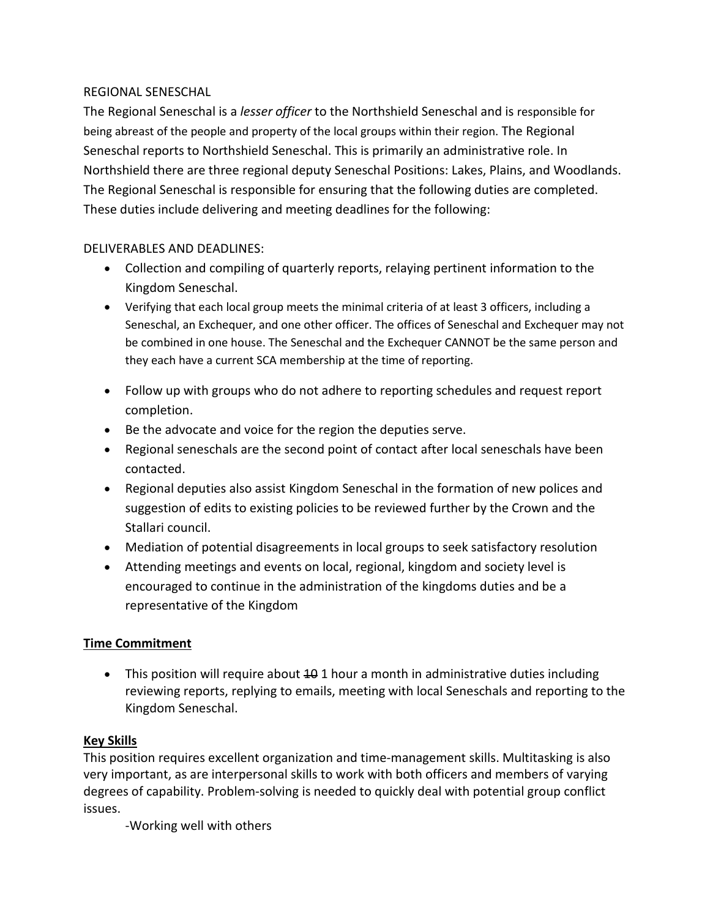REGIONAL SENESCHAL

The Regional Seneschal is a *lesser officer* to the Northshield Seneschal and is responsible for being abreast of the people and property of the local groups within their region. The Regional Seneschal reports to Northshield Seneschal. This is primarily an administrative role. In Northshield there are three regional deputy Seneschal Positions: Lakes, Plains, and Woodlands. The Regional Seneschal is responsible for ensuring that the following duties are completed. These duties include delivering and meeting deadlines for the following:

DELIVERABLES AND DEADLINES:

- Collection and compiling of quarterly reports, relaying pertinent information to the Kingdom Seneschal.
- Verifying that each local group meets the minimal criteria of at least 3 officers, including a Seneschal, an Exchequer, and one other officer. The offices of Seneschal and Exchequer may not be combined in one house. The Seneschal and the Exchequer CANNOT be the same person and they each have a current SCA membership at the time of reporting.
- Follow up with groups who do not adhere to reporting schedules and request report completion.
- Be the advocate and voice for the region the deputies serve.
- Regional seneschals are the second point of contact after local seneschals have been contacted.
- Regional deputies also assist Kingdom Seneschal in the formation of new polices and suggestion of edits to existing policies to be reviewed further by the Crown and the Stallari council.
- Mediation of potential disagreements in local groups to seek satisfactory resolution
- Attending meetings and events on local, regional, kingdom and society level is encouraged to continue in the administration of the kingdoms duties and be a representative of the Kingdom

**Time Commitment**

- This position will require about ~~10~~ 1 hour a month in administrative duties including reviewing reports, replying to emails, meeting with local Seneschals and reporting to the Kingdom Seneschal.

**Key Skills**

This position requires excellent organization and time-management skills. Multitasking is also very important, as are interpersonal skills to work with both officers and members of varying degrees of capability. Problem-solving is needed to quickly deal with potential group conflict issues.

-Working well with others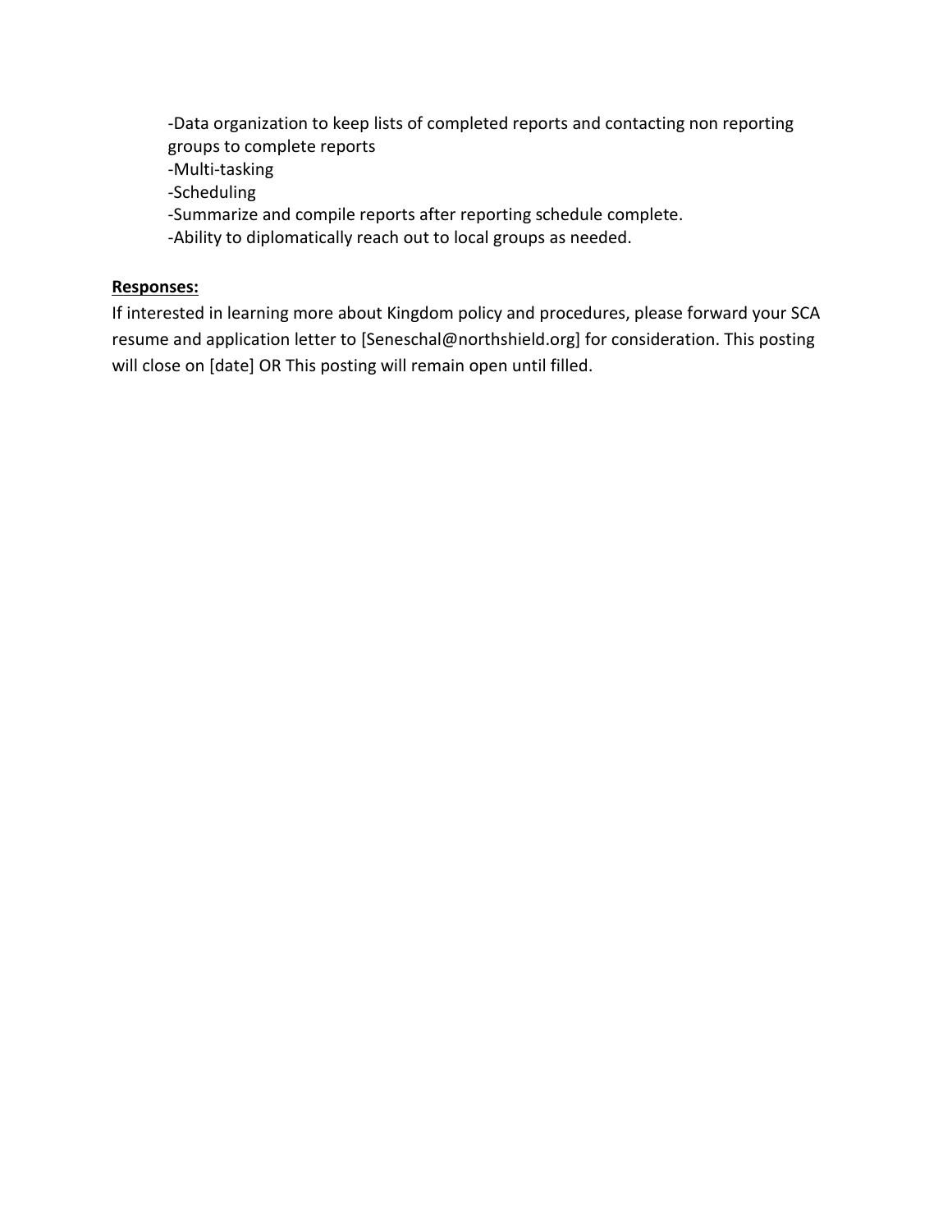-Data organization to keep lists of completed reports and contacting non reporting groups to complete reports
-Multi-tasking
-Scheduling
-Summarize and compile reports after reporting schedule complete.
-Ability to diplomatically reach out to local groups as needed.

**Responses:**

If interested in learning more about Kingdom policy and procedures, please forward your SCA resume and application letter to [Seneschal@northshield.org] for consideration. This posting will close on [date] OR This posting will remain open until filled.